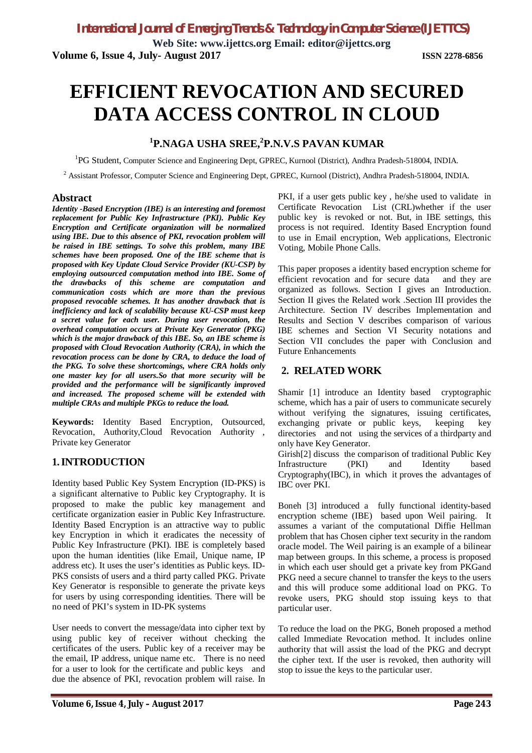# EFFICIENT REVOCATION AND SECURED DATA ACCESS CONTROL IN CLOUD

## [1]P.NAGA USHA SREE,[2]P.N.V.S PAVAN KUMAR

[1]PG Student, Computer Science and Engineering Dept, GPREC, Kurnool (District), Andhra Pradesh-518004, INDIA.

[2] Assistant Professor, Computer Science and Engineering Dept, GPREC, Kurnool (District), Andhra Pradesh-518004, INDIA.

## Abstract

***Identity -Based Encryption (IBE) is an interesting and foremost replacement for Public Key Infrastructure (PKI). Public Key Encryption and Certificate organization will be normalized using IBE. Due to this absence of PKI, revocation problem will be raised in IBE settings. To solve this problem, many IBE schemes have been proposed. One of the IBE scheme that is proposed with Key Update Cloud Service Provider (KU-CSP) by employing outsourced computation method into IBE. Some of the drawbacks of this scheme are computation and communication costs which are more than the previous proposed revocable schemes. It has another drawback that is inefficiency and lack of scalability because KU-CSP must keep a secret value for each user. During user revocation, the overhead computation occurs at Private Key Generator (PKG) which is the major drawback of this IBE. So, an IBE scheme is proposed with Cloud Revocation Authority (CRA), in which the revocation process can be done by CRA, to deduce the load of the PKG. To solve these shortcomings, where CRA holds only one master key for all users.So that more security will be provided and the performance will be significantly improved and increased. The proposed scheme will be extended with multiple CRAs and multiple PKGs to reduce the load.***

**Keywords:** Identity Based Encryption, Outsourced, Revocation, Authority,Cloud Revocation Authority , Private key Generator

## 1. INTRODUCTION

Identity based Public Key System Encryption (ID-PKS) is a significant alternative to Public key Cryptography. It is proposed to make the public key management and certificate organization easier in Public Key Infrastructure. Identity Based Encryption is an attractive way to public key Encryption in which it eradicates the necessity of Public Key Infrastructure (PKI). IBE is completely based upon the human identities (like Email, Unique name, IP address etc). It uses the user's identities as Public keys. ID-PKS consists of users and a third party called PKG. Private Key Generator is responsible to generate the private keys for users by using corresponding identities. There will be no need of PKI's system in ID-PK systems

User needs to convert the message/data into cipher text by using public key of receiver without checking the certificates of the users. Public key of a receiver may be the email, IP address, unique name etc. There is no need for a user to look for the certificate and public keys and due the absence of PKI, revocation problem will raise. In PKI, if a user gets public key , he/she used to validate in Certificate Revocation List (CRL)whether if the user public key is revoked or not. But, in IBE settings, this process is not required. Identity Based Encryption found to use in Email encryption, Web applications, Electronic Voting, Mobile Phone Calls.

This paper proposes a identity based encryption scheme for efficient revocation and for secure data and they are organized as follows. Section I gives an Introduction. Section II gives the Related work .Section III provides the Architecture. Section IV describes Implementation and Results and Section V describes comparison of various IBE schemes and Section VI Security notations and Section VII concludes the paper with Conclusion and Future Enhancements

## 2. RELATED WORK

Shamir [1] introduce an Identity based cryptographic scheme, which has a pair of users to communicate securely without verifying the signatures, issuing certificates, exchanging private or public keys, keeping key directories and not using the services of a thirdparty and only have Key Generator.

Girish[2] discuss the comparison of traditional Public Key Infrastructure (PKI) and Identity based Cryptography(IBC), in which it proves the advantages of IBC over PKI.

Boneh [3] introduced a fully functional identity-based encryption scheme (IBE) based upon Weil pairing. It assumes a variant of the computational Diffie Hellman problem that has Chosen cipher text security in the random oracle model. The Weil pairing is an example of a bilinear map between groups. In this scheme, a process is proposed in which each user should get a private key from PKGand PKG need a secure channel to transfer the keys to the users and this will produce some additional load on PKG. To revoke users, PKG should stop issuing keys to that particular user.

To reduce the load on the PKG, Boneh proposed a method called Immediate Revocation method. It includes online authority that will assist the load of the PKG and decrypt the cipher text. If the user is revoked, then authority will stop to issue the keys to the particular user.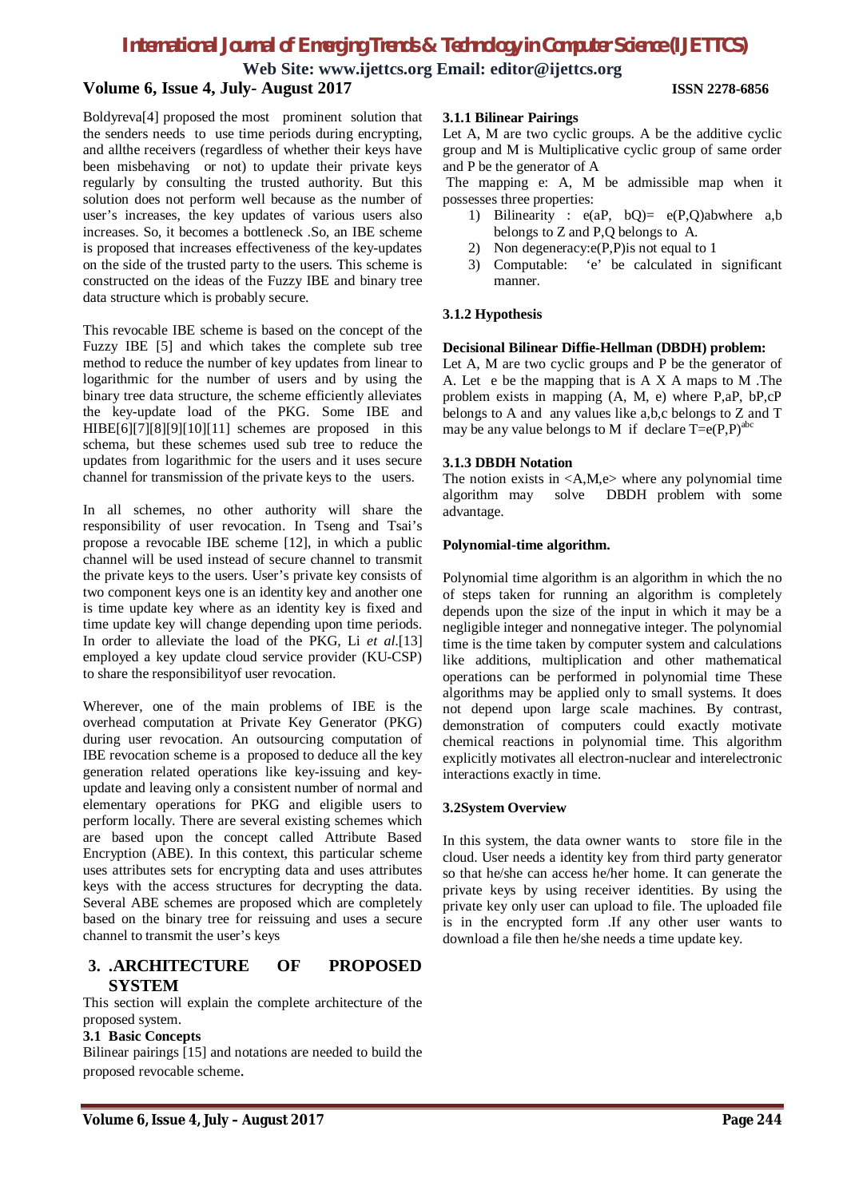Boldyreva[4] proposed the most prominent solution that the senders needs to use time periods during encrypting, and allthe receivers (regardless of whether their keys have been misbehaving or not) to update their private keys regularly by consulting the trusted authority. But this solution does not perform well because as the number of user's increases, the key updates of various users also increases. So, it becomes a bottleneck .So, an IBE scheme is proposed that increases effectiveness of the key-updates on the side of the trusted party to the users. This scheme is constructed on the ideas of the Fuzzy IBE and binary tree data structure which is probably secure.

This revocable IBE scheme is based on the concept of the Fuzzy IBE [5] and which takes the complete sub tree method to reduce the number of key updates from linear to logarithmic for the number of users and by using the binary tree data structure, the scheme efficiently alleviates the key-update load of the PKG. Some IBE and HIBE[6][7][8][9][10][11] schemes are proposed in this schema, but these schemes used sub tree to reduce the updates from logarithmic for the users and it uses secure channel for transmission of the private keys to the users.

In all schemes, no other authority will share the responsibility of user revocation. In Tseng and Tsai's propose a revocable IBE scheme [12], in which a public channel will be used instead of secure channel to transmit the private keys to the users. User's private key consists of two component keys one is an identity key and another one is time update key where as an identity key is fixed and time update key will change depending upon time periods. In order to alleviate the load of the PKG, Li *et al.*[13] employed a key update cloud service provider (KU-CSP) to share the responsibilityof user revocation.

Wherever, one of the main problems of IBE is the overhead computation at Private Key Generator (PKG) during user revocation. An outsourcing computation of IBE revocation scheme is a proposed to deduce all the key generation related operations like key-issuing and key-update and leaving only a consistent number of normal and elementary operations for PKG and eligible users to perform locally. There are several existing schemes which are based upon the concept called Attribute Based Encryption (ABE). In this context, this particular scheme uses attributes sets for encrypting data and uses attributes keys with the access structures for decrypting the data. Several ABE schemes are proposed which are completely based on the binary tree for reissuing and uses a secure channel to transmit the user's keys

# 3. .ARCHITECTURE OF PROPOSED SYSTEM

This section will explain the complete architecture of the proposed system.

## 3.1 Basic Concepts

Bilinear pairings [15] and notations are needed to build the proposed revocable scheme.

### 3.1.1 Bilinear Pairings

Let A, M are two cyclic groups. A be the additive cyclic group and M is Multiplicative cyclic group of same order and P be the generator of A

The mapping e: A, M be admissible map when it possesses three properties:

1) Bilinearity : $e(aP, bQ)= e(P,Q)^{ab}$where a,b belongs to Z and P,Q belongs to A.
2) Non degeneracy:$e(P,P)$is not equal to 1
3) Computable: 'e' be calculated in significant manner.

### 3.1.2 Hypothesis

**Decisional Bilinear Diffie-Hellman (DBDH) problem:**

Let A, M are two cyclic groups and P be the generator of A. Let e be the mapping that is A X A maps to M .The problem exists in mapping (A, M, e) where P,aP, bP,cP belongs to A and any values like a,b,c belongs to Z and T may be any value belongs to M if declare $T=e(P,P)^{abc}$

### 3.1.3 DBDH Notation

The notion exists in <A,M,e> where any polynomial time algorithm may solve DBDH problem with some advantage.

**Polynomial-time algorithm.**

Polynomial time algorithm is an algorithm in which the no of steps taken for running an algorithm is completely depends upon the size of the input in which it may be a negligible integer and nonnegative integer. The polynomial time is the time taken by computer system and calculations like additions, multiplication and other mathematical operations can be performed in polynomial time These algorithms may be applied only to small systems. It does not depend upon large scale machines. By contrast, demonstration of computers could exactly motivate chemical reactions in polynomial time. This algorithm explicitly motivates all electron-nuclear and interelectronic interactions exactly in time.

## 3.2System Overview

In this system, the data owner wants to store file in the cloud. User needs a identity key from third party generator so that he/she can access he/her home. It can generate the private keys by using receiver identities. By using the private key only user can upload to file. The uploaded file is in the encrypted form .If any other user wants to download a file then he/she needs a time update key.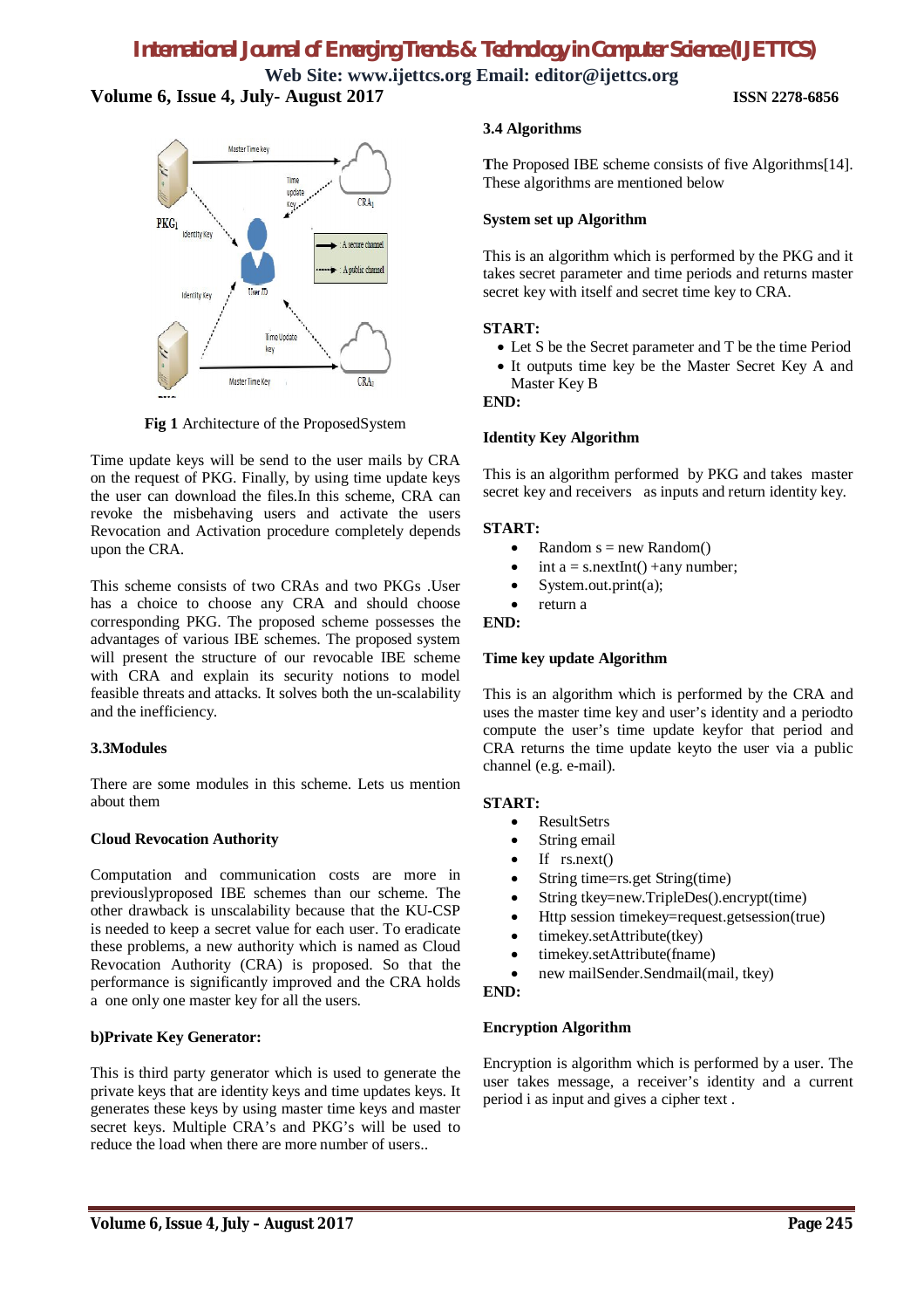Fig 1 Architecture of the ProposedSystem

Time update keys will be send to the user mails by CRA on the request of PKG. Finally, by using time update keys the user can download the files.In this scheme, CRA can revoke the misbehaving users and activate the users Revocation and Activation procedure completely depends upon the CRA.

This scheme consists of two CRAs and two PKGs .User has a choice to choose any CRA and should choose corresponding PKG. The proposed scheme possesses the advantages of various IBE schemes. The proposed system will present the structure of our revocable IBE scheme with CRA and explain its security notions to model feasible threats and attacks. It solves both the un-scalability and the inefficiency.

### 3.3Modules

There are some modules in this scheme. Lets us mention about them

**Cloud Revocation Authority**

Computation and communication costs are more in previouslyproposed IBE schemes than our scheme. The other drawback is unscalability because that the KU-CSP is needed to keep a secret value for each user. To eradicate these problems, a new authority which is named as Cloud Revocation Authority (CRA) is proposed. So that the performance is significantly improved and the CRA holds a one only one master key for all the users.

**b)Private Key Generator:**

This is third party generator which is used to generate the private keys that are identity keys and time updates keys. It generates these keys by using master time keys and master secret keys. Multiple CRA's and PKG's will be used to reduce the load when there are more number of users..

### 3.4 Algorithms

The Proposed IBE scheme consists of five Algorithms[14]. These algorithms are mentioned below

**System set up Algorithm**

This is an algorithm which is performed by the PKG and it takes secret parameter and time periods and returns master secret key with itself and secret time key to CRA.

**START:**

- Let S be the Secret parameter and T be the time Period
- It outputs time key be the Master Secret Key A and Master Key B

**END:**

**Identity Key Algorithm**

This is an algorithm performed by PKG and takes master secret key and receivers as inputs and return identity key.

**START:**

- Random s = new Random()
- int a = s.nextInt() +any number;
- System.out.print(a);
- return a

**END:**

**Time key update Algorithm**

This is an algorithm which is performed by the CRA and uses the master time key and user's identity and a periodto compute the user's time update keyfor that period and CRA returns the time update keyto the user via a public channel (e.g. e-mail).

**START:**

- ResultSetrs
- String email
- If rs.next()
- String time=rs.get String(time)
- String tkey=new.TripleDes().encrypt(time)
- Http session timekey=request.getsession(true)
- timekey.setAttribute(tkey)
- timekey.setAttribute(fname)
- new mailSender.Sendmail(mail, tkey)

**END:**

**Encryption Algorithm**

Encryption is algorithm which is performed by a user. The user takes message, a receiver's identity and a current period i as input and gives a cipher text .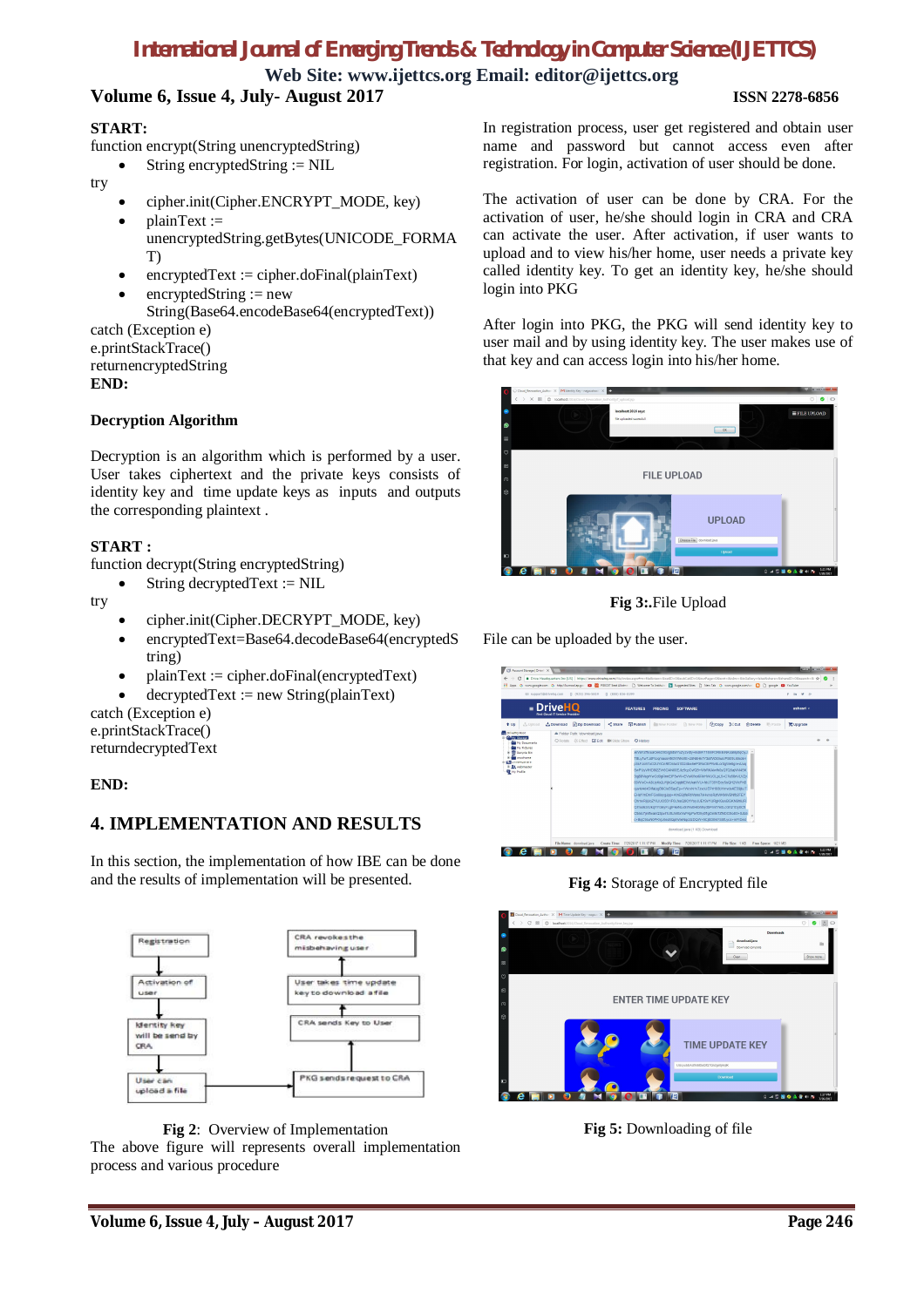**START:**

function encrypt(String unencryptedString)

- String encryptedString := NIL

try

- cipher.init(Cipher.ENCRYPT_MODE, key)
- plainText := unencryptedString.getBytes(UNICODE_FORMAT)
- encryptedText := cipher.doFinal(plainText)
- encryptedString := new String(Base64.encodeBase64(encryptedText))

catch (Exception e)

e.printStackTrace()

returnencryptedString

**END:**

**Decryption Algorithm**

Decryption is an algorithm which is performed by a user. User takes ciphertext and the private keys consists of identity key and time update keys as inputs and outputs the corresponding plaintext .

**START :**

function decrypt(String encryptedString)

- String decryptedText := NIL

try

- cipher.init(Cipher.DECRYPT_MODE, key)
- encryptedText=Base64.decodeBase64(encryptedString)
- plainText := cipher.doFinal(encryptedText)
- decryptedText := new String(plainText)

catch (Exception e)

e.printStackTrace()

returndecryptedText

**END:**

## 4. IMPLEMENTATION AND RESULTS

In this section, the implementation of how IBE can be done and the results of implementation will be presented.

Registration → Activation of user → Identity key will be send by CRA → User can upload a file → PKG sends request to CRA → CRA sends Key to User → User takes time update key to download a file → CRA revokes the misbehaving user

**Fig 2**: Overview of Implementation

The above figure will represents overall implementation process and various procedure

In registration process, user get registered and obtain user name and password but cannot access even after registration. For login, activation of user should be done.

The activation of user can be done by CRA. For the activation of user, he/she should login in CRA and CRA can activate the user. After activation, if user wants to upload and to view his/her home, user needs a private key called identity key. To get an identity key, he/she should login into PKG

After login into PKG, the PKG will send identity key to user mail and by using identity key. The user makes use of that key and can access login into his/her home.

**Fig 3:**.File Upload

File can be uploaded by the user.

**Fig 4:** Storage of Encrypted file

**Fig 5:** Downloading of file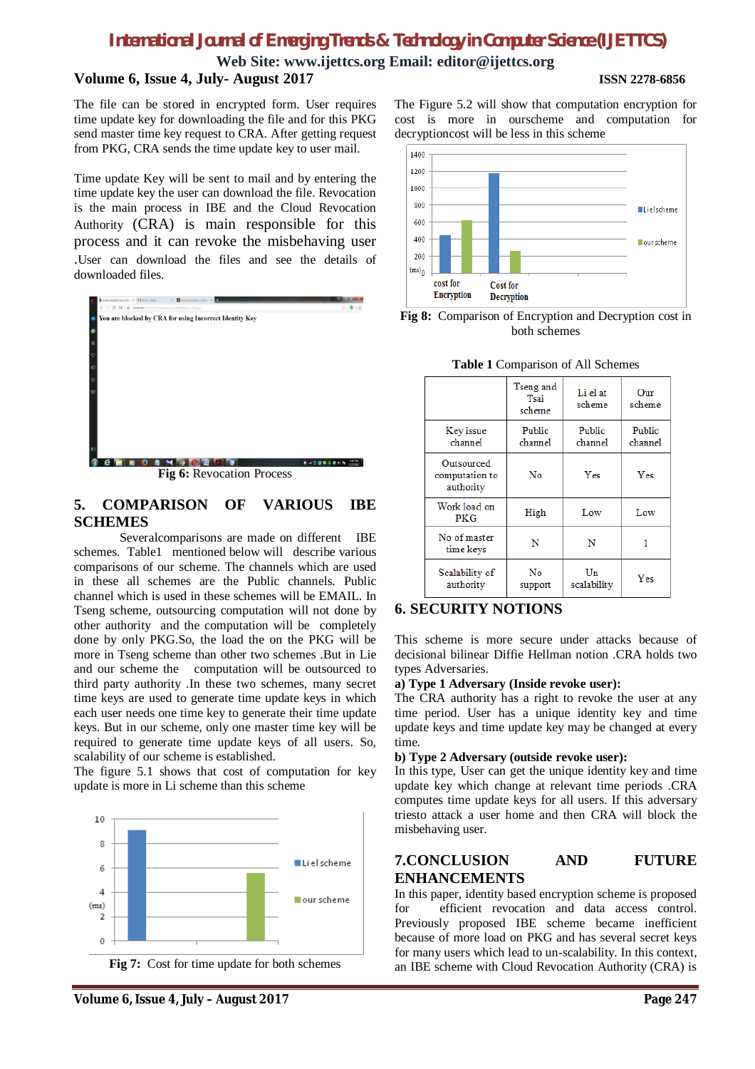The file can be stored in encrypted form. User requires time update key for downloading the file and for this PKG send master time key request to CRA. After getting request from PKG, CRA sends the time update key to user mail.

Time update Key will be sent to mail and by entering the time update key the user can download the file. Revocation is the main process in IBE and the Cloud Revocation Authority (CRA) is main responsible for this process and it can revoke the misbehaving user .User can download the files and see the details of downloaded files.

**Fig 6:** Revocation Process

## 5. COMPARISON OF VARIOUS IBE SCHEMES

Severalcomparisons are made on different IBE schemes. Table1 mentioned below will describe various comparisons of our scheme. The channels which are used in these all schemes are the Public channels. Public channel which is used in these schemes will be EMAIL. In Tseng scheme, outsourcing computation will not done by other authority and the computation will be completely done by only PKG.So, the load the on the PKG will be more in Tseng scheme than other two schemes .But in Lie and our scheme the computation will be outsourced to third party authority .In these two schemes, many secret time keys are used to generate time update keys in which each user needs one time key to generate their time update keys. But in our scheme, only one master time key will be required to generate time update keys of all users. So, scalability of our scheme is established.

The figure 5.1 shows that cost of computation for key update is more in Li scheme than this scheme

**Fig 7:** Cost for time update for both schemes

The Figure 5.2 will show that computation encryption for cost is more in ourscheme and computation for decryptioncost will be less in this scheme

**Fig 8:** Comparison of Encryption and Decryption cost in both schemes

**Table 1** Comparison of All Schemes

| | Tseng and Tsai scheme | Li el at scheme | Our scheme |
|---|---|---|---|
| Key issue channel | Public channel | Public channel | Public channel |
| Outsourced computation to authority | No | Yes | Yes |
| Work load on PKG | High | Low | Low |
| No of master time keys | N | N | 1 |
| Scalability of authority | No support | Un scalability | Yes |

## 6. SECURITY NOTIONS

This scheme is more secure under attacks because of decisional bilinear Diffie Hellman notion .CRA holds two types Adversaries.

**a) Type 1 Adversary (Inside revoke user):**
The CRA authority has a right to revoke the user at any time period. User has a unique identity key and time update keys and time update key may be changed at every time.

**b) Type 2 Adversary (outside revoke user):**
In this type, User can get the unique identity key and time update key which change at relevant time periods .CRA computes time update keys for all users. If this adversary triesto attack a user home and then CRA will block the misbehaving user.

## 7.CONCLUSION AND FUTURE ENHANCEMENTS

In this paper, identity based encryption scheme is proposed for efficient revocation and data access control. Previously proposed IBE scheme became inefficient because of more load on PKG and has several secret keys for many users which lead to un-scalability. In this context, an IBE scheme with Cloud Revocation Authority (CRA) is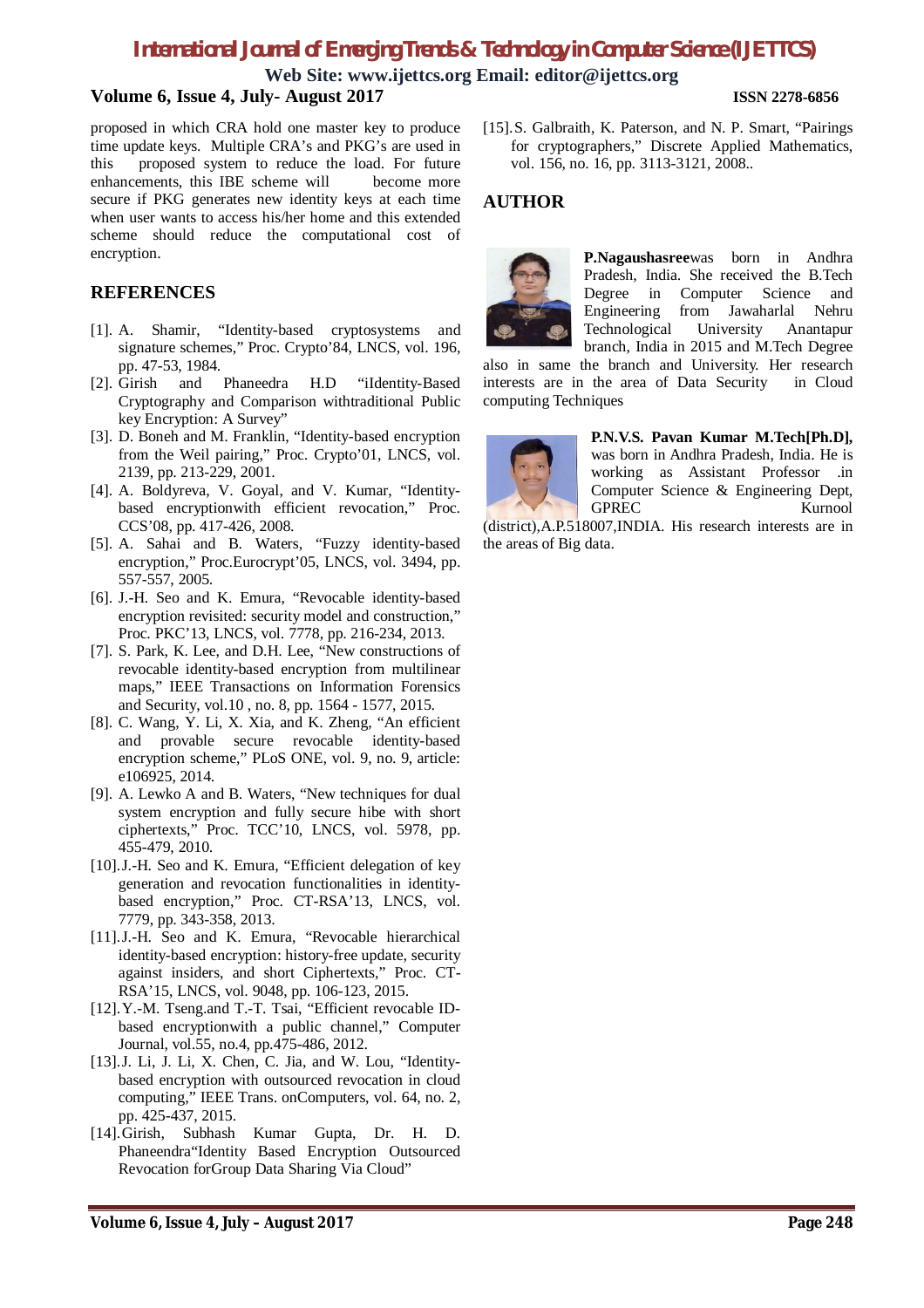proposed in which CRA hold one master key to produce time update keys. Multiple CRA's and PKG's are used in this proposed system to reduce the load. For future enhancements, this IBE scheme will become more secure if PKG generates new identity keys at each time when user wants to access his/her home and this extended scheme should reduce the computational cost of encryption.

## REFERENCES

[1]. A. Shamir, "Identity-based cryptosystems and signature schemes," Proc. Crypto'84, LNCS, vol. 196, pp. 47-53, 1984.

[2]. Girish and Phaneedra H.D "iIdentity-Based Cryptography and Comparison withtraditional Public key Encryption: A Survey"

[3]. D. Boneh and M. Franklin, "Identity-based encryption from the Weil pairing," Proc. Crypto'01, LNCS, vol. 2139, pp. 213-229, 2001.

[4]. A. Boldyreva, V. Goyal, and V. Kumar, "Identity-based encryptionwith efficient revocation," Proc. CCS'08, pp. 417-426, 2008.

[5]. A. Sahai and B. Waters, "Fuzzy identity-based encryption," Proc.Eurocrypt'05, LNCS, vol. 3494, pp. 557-557, 2005.

[6]. J.-H. Seo and K. Emura, "Revocable identity-based encryption revisited: security model and construction," Proc. PKC'13, LNCS, vol. 7778, pp. 216-234, 2013.

[7]. S. Park, K. Lee, and D.H. Lee, "New constructions of revocable identity-based encryption from multilinear maps," IEEE Transactions on Information Forensics and Security, vol.10 , no. 8, pp. 1564 - 1577, 2015.

[8]. C. Wang, Y. Li, X. Xia, and K. Zheng, "An efficient and provable secure revocable identity-based encryption scheme," PLoS ONE, vol. 9, no. 9, article: e106925, 2014.

[9]. A. Lewko A and B. Waters, "New techniques for dual system encryption and fully secure hibe with short ciphertexts," Proc. TCC'10, LNCS, vol. 5978, pp. 455-479, 2010.

[10].J.-H. Seo and K. Emura, "Efficient delegation of key generation and revocation functionalities in identity-based encryption," Proc. CT-RSA'13, LNCS, vol. 7779, pp. 343-358, 2013.

[11].J.-H. Seo and K. Emura, "Revocable hierarchical identity-based encryption: history-free update, security against insiders, and short Ciphertexts," Proc. CT-RSA'15, LNCS, vol. 9048, pp. 106-123, 2015.

[12].Y.-M. Tseng.and T.-T. Tsai, "Efficient revocable ID-based encryptionwith a public channel," Computer Journal, vol.55, no.4, pp.475-486, 2012.

[13].J. Li, J. Li, X. Chen, C. Jia, and W. Lou, "Identity-based encryption with outsourced revocation in cloud computing," IEEE Trans. onComputers, vol. 64, no. 2, pp. 425-437, 2015.

[14].Girish, Subhash Kumar Gupta, Dr. H. D. Phaneendra"Identity Based Encryption Outsourced Revocation forGroup Data Sharing Via Cloud"

[15].S. Galbraith, K. Paterson, and N. P. Smart, "Pairings for cryptographers," Discrete Applied Mathematics, vol. 156, no. 16, pp. 3113-3121, 2008..

## AUTHOR

**P.Nagaushasree**was born in Andhra Pradesh, India. She received the B.Tech Degree in Computer Science and Engineering from Jawaharlal Nehru Technological University Anantapur branch, India in 2015 and M.Tech Degree also in same the branch and University. Her research interests are in the area of Data Security in Cloud computing Techniques

**P.N.V.S. Pavan Kumar M.Tech[Ph.D],** was born in Andhra Pradesh, India. He is working as Assistant Professor .in Computer Science & Engineering Dept, GPREC Kurnool (district),A.P.518007,INDIA. His research interests are in the areas of Big data.